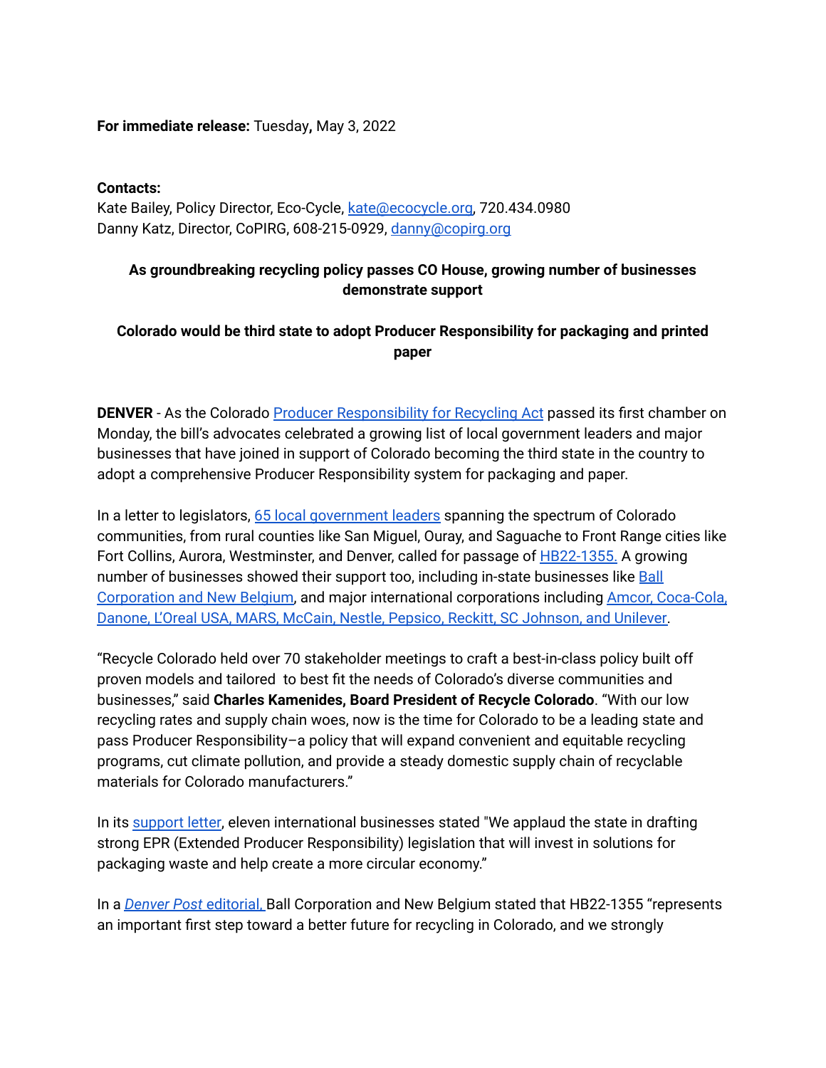**For immediate release:** Tuesday**,** May 3, 2022

**Contacts:**
Kate Bailey, Policy Director, Eco-Cycle, kate@ecocycle.org, 720.434.0980
Danny Katz, Director, CoPIRG, 608-215-0929, danny@copirg.org

## As groundbreaking recycling policy passes CO House, growing number of businesses demonstrate support

### Colorado would be third state to adopt Producer Responsibility for packaging and printed paper

**DENVER** - As the Colorado Producer Responsibility for Recycling Act passed its first chamber on Monday, the bill's advocates celebrated a growing list of local government leaders and major businesses that have joined in support of Colorado becoming the third state in the country to adopt a comprehensive Producer Responsibility system for packaging and paper.

In a letter to legislators, 65 local government leaders spanning the spectrum of Colorado communities, from rural counties like San Miguel, Ouray, and Saguache to Front Range cities like Fort Collins, Aurora, Westminster, and Denver, called for passage of HB22-1355. A growing number of businesses showed their support too, including in-state businesses like Ball Corporation and New Belgium, and major international corporations including Amcor, Coca-Cola, Danone, L'Oreal USA, MARS, McCain, Nestle, Pepsico, Reckitt, SC Johnson, and Unilever.

"Recycle Colorado held over 70 stakeholder meetings to craft a best-in-class policy built off proven models and tailored  to best fit the needs of Colorado's diverse communities and businesses," said **Charles Kamenides, Board President of Recycle Colorado**. "With our low recycling rates and supply chain woes, now is the time for Colorado to be a leading state and pass Producer Responsibility–a policy that will expand convenient and equitable recycling programs, cut climate pollution, and provide a steady domestic supply chain of recyclable materials for Colorado manufacturers."

In its support letter, eleven international businesses stated "We applaud the state in drafting strong EPR (Extended Producer Responsibility) legislation that will invest in solutions for packaging waste and help create a more circular economy."

In a *Denver Post* editorial, Ball Corporation and New Belgium stated that HB22-1355 "represents an important first step toward a better future for recycling in Colorado, and we strongly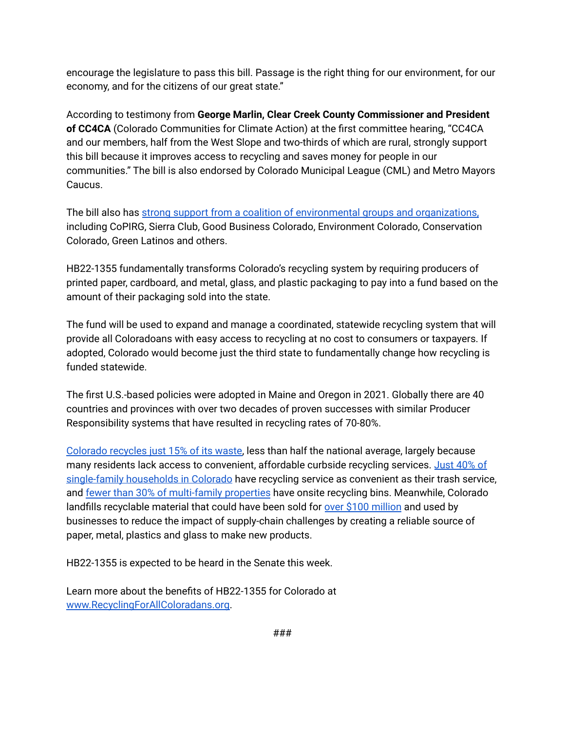encourage the legislature to pass this bill. Passage is the right thing for our environment, for our economy, and for the citizens of our great state."

According to testimony from **George Marlin, Clear Creek County Commissioner and President of CC4CA** (Colorado Communities for Climate Action) at the first committee hearing, "CC4CA and our members, half from the West Slope and two-thirds of which are rural, strongly support this bill because it improves access to recycling and saves money for people in our communities." The bill is also endorsed by Colorado Municipal League (CML) and Metro Mayors Caucus.

The bill also has strong support from a coalition of environmental groups and organizations, including CoPIRG, Sierra Club, Good Business Colorado, Environment Colorado, Conservation Colorado, Green Latinos and others.

HB22-1355 fundamentally transforms Colorado's recycling system by requiring producers of printed paper, cardboard, and metal, glass, and plastic packaging to pay into a fund based on the amount of their packaging sold into the state.

The fund will be used to expand and manage a coordinated, statewide recycling system that will provide all Coloradoans with easy access to recycling at no cost to consumers or taxpayers. If adopted, Colorado would become just the third state to fundamentally change how recycling is funded statewide.

The first U.S.-based policies were adopted in Maine and Oregon in 2021. Globally there are 40 countries and provinces with over two decades of proven successes with similar Producer Responsibility systems that have resulted in recycling rates of 70-80%.

Colorado recycles just 15% of its waste, less than half the national average, largely because many residents lack access to convenient, affordable curbside recycling services. Just 40% of single-family households in Colorado have recycling service as convenient as their trash service, and fewer than 30% of multi-family properties have onsite recycling bins. Meanwhile, Colorado landfills recyclable material that could have been sold for over $100 million and used by businesses to reduce the impact of supply-chain challenges by creating a reliable source of paper, metal, plastics and glass to make new products.

HB22-1355 is expected to be heard in the Senate this week.

Learn more about the benefits of HB22-1355 for Colorado at www.RecyclingForAllColoradans.org.

###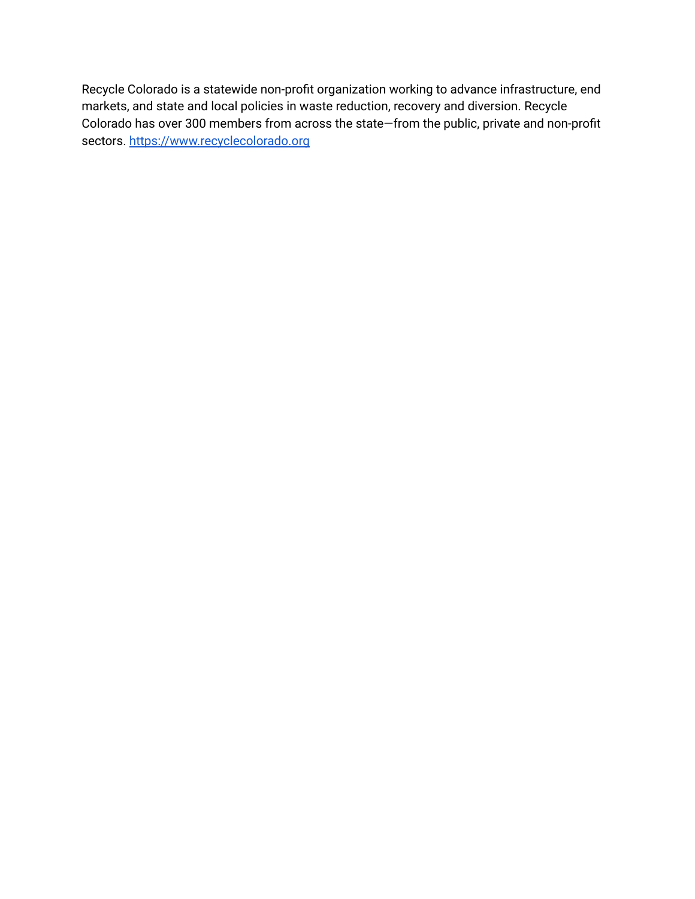Recycle Colorado is a statewide non-profit organization working to advance infrastructure, end markets, and state and local policies in waste reduction, recovery and diversion. Recycle Colorado has over 300 members from across the state—from the public, private and non-profit sectors. [https://www.recyclecolorado.org](https://www.recyclecolorado.org)